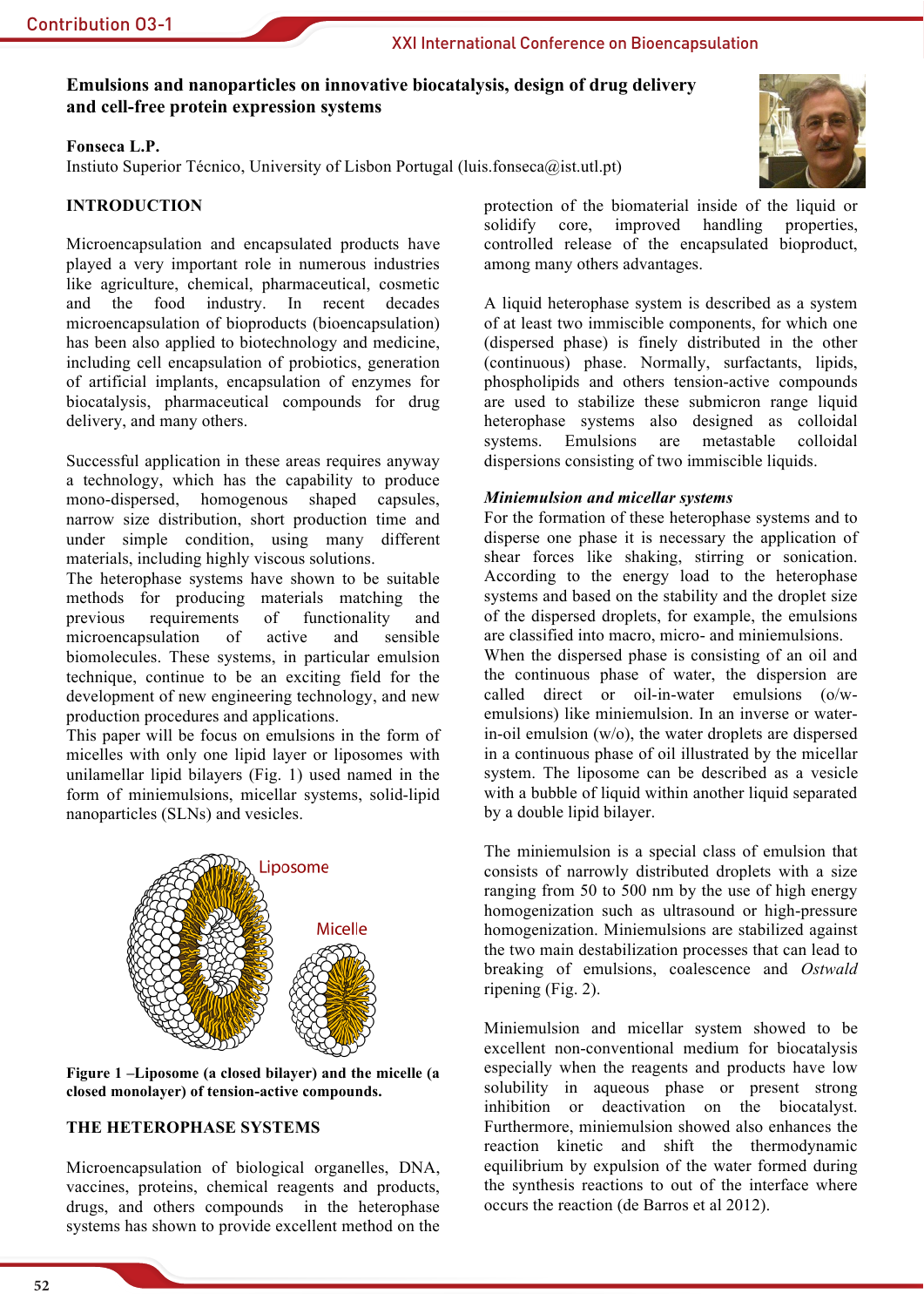# Emulsions and nanoparticles on innovative biocatalysis, design of drug delivery and cell-free protein expression systems

**Fonseca L.P.**
Instiuto Superior Técnico, University of Lisbon Portugal (luis.fonseca@ist.utl.pt)

## INTRODUCTION

Microencapsulation and encapsulated products have played a very important role in numerous industries like agriculture, chemical, pharmaceutical, cosmetic and the food industry. In recent decades microencapsulation of bioproducts (bioencapsulation) has been also applied to biotechnology and medicine, including cell encapsulation of probiotics, generation of artificial implants, encapsulation of enzymes for biocatalysis, pharmaceutical compounds for drug delivery, and many others.

Successful application in these areas requires anyway a technology, which has the capability to produce mono-dispersed, homogenous shaped capsules, narrow size distribution, short production time and under simple condition, using many different materials, including highly viscous solutions.
The heterophase systems have shown to be suitable methods for producing materials matching the previous requirements of functionality and microencapsulation of active and sensible biomolecules. These systems, in particular emulsion technique, continue to be an exciting field for the development of new engineering technology, and new production procedures and applications.
This paper will be focus on emulsions in the form of micelles with only one lipid layer or liposomes with unilamellar lipid bilayers (Fig. 1) used named in the form of miniemulsions, micellar systems, solid-lipid nanoparticles (SLNs) and vesicles.

**Figure 1 –Liposome (a closed bilayer) and the micelle (a closed monolayer) of tension-active compounds.**

## THE HETEROPHASE SYSTEMS

Microencapsulation of biological organelles, DNA, vaccines, proteins, chemical reagents and products, drugs, and others compounds in the heterophase systems has shown to provide excellent method on the protection of the biomaterial inside of the liquid or solidify core, improved handling properties, controlled release of the encapsulated bioproduct, among many others advantages.

A liquid heterophase system is described as a system of at least two immiscible components, for which one (dispersed phase) is finely distributed in the other (continuous) phase. Normally, surfactants, lipids, phospholipids and others tension-active compounds are used to stabilize these submicron range liquid heterophase systems also designed as colloidal systems. Emulsions are metastable colloidal dispersions consisting of two immiscible liquids.

### *Miniemulsion and micellar systems*

For the formation of these heterophase systems and to disperse one phase it is necessary the application of shear forces like shaking, stirring or sonication. According to the energy load to the heterophase systems and based on the stability and the droplet size of the dispersed droplets, for example, the emulsions are classified into macro, micro- and miniemulsions.
When the dispersed phase is consisting of an oil and the continuous phase of water, the dispersion are called direct or oil-in-water emulsions (o/w-emulsions) like miniemulsion. In an inverse or water-in-oil emulsion (w/o), the water droplets are dispersed in a continuous phase of oil illustrated by the micellar system. The liposome can be described as a vesicle with a bubble of liquid within another liquid separated by a double lipid bilayer.

The miniemulsion is a special class of emulsion that consists of narrowly distributed droplets with a size ranging from 50 to 500 nm by the use of high energy homogenization such as ultrasound or high-pressure homogenization. Miniemulsions are stabilized against the two main destabilization processes that can lead to breaking of emulsions, coalescence and *Ostwald* ripening (Fig. 2).

Miniemulsion and micellar system showed to be excellent non-conventional medium for biocatalysis especially when the reagents and products have low solubility in aqueous phase or present strong inhibition or deactivation on the biocatalyst. Furthermore, miniemulsion showed also enhances the reaction kinetic and shift the thermodynamic equilibrium by expulsion of the water formed during the synthesis reactions to out of the interface where occurs the reaction (de Barros et al 2012).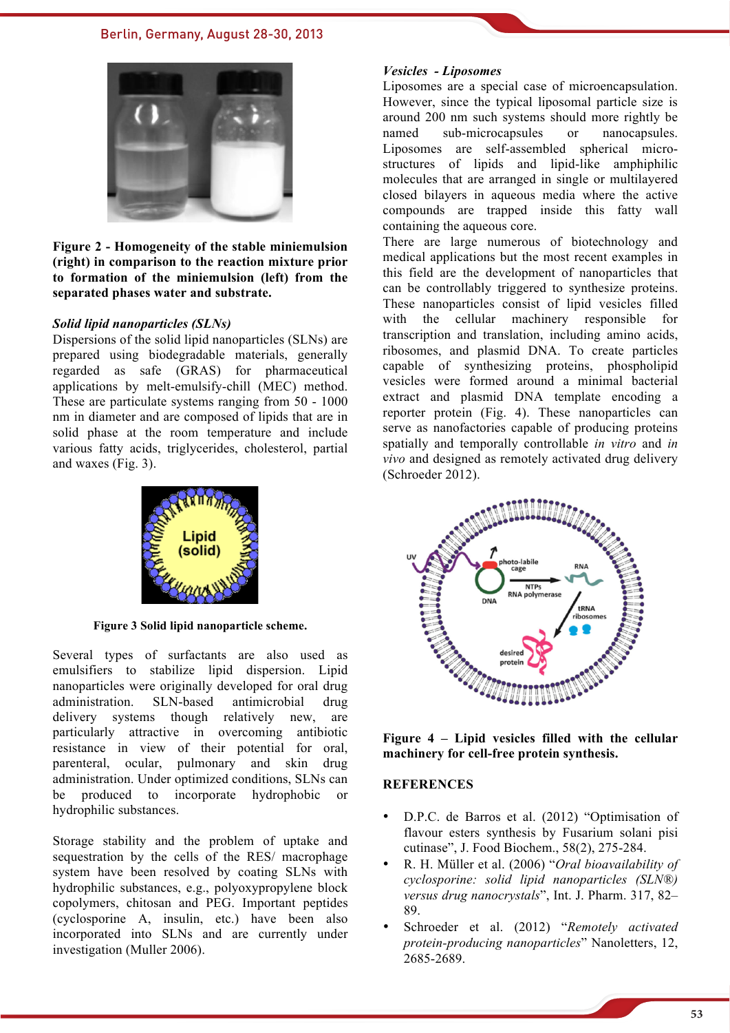**Figure 2 - Homogeneity of the stable miniemulsion (right) in comparison to the reaction mixture prior to formation of the miniemulsion (left) from the separated phases water and substrate.**

### *Solid lipid nanoparticles (SLNs)*

Dispersions of the solid lipid nanoparticles (SLNs) are prepared using biodegradable materials, generally regarded as safe (GRAS) for pharmaceutical applications by melt-emulsify-chill (MEC) method. These are particulate systems ranging from 50 - 1000 nm in diameter and are composed of lipids that are in solid phase at the room temperature and include various fatty acids, triglycerides, cholesterol, partial and waxes (Fig. 3).

Lipid
(solid)

**Figure 3 Solid lipid nanoparticle scheme.**

Several types of surfactants are also used as emulsifiers to stabilize lipid dispersion. Lipid nanoparticles were originally developed for oral drug administration. SLN-based antimicrobial drug delivery systems though relatively new, are particularly attractive in overcoming antibiotic resistance in view of their potential for oral, parenteral, ocular, pulmonary and skin drug administration. Under optimized conditions, SLNs can be produced to incorporate hydrophobic or hydrophilic substances.

Storage stability and the problem of uptake and sequestration by the cells of the RES/ macrophage system have been resolved by coating SLNs with hydrophilic substances, e.g., polyoxypropylene block copolymers, chitosan and PEG. Important peptides (cyclosporine A, insulin, etc.) have been also incorporated into SLNs and are currently under investigation (Muller 2006).

### *Vesicles - Liposomes*

Liposomes are a special case of microencapsulation. However, since the typical liposomal particle size is around 200 nm such systems should more rightly be named sub-microcapsules or nanocapsules. Liposomes are self-assembled spherical micro-structures of lipids and lipid-like amphiphilic molecules that are arranged in single or multilayered closed bilayers in aqueous media where the active compounds are trapped inside this fatty wall containing the aqueous core.

There are large numerous of biotechnology and medical applications but the most recent examples in this field are the development of nanoparticles that can be controllably triggered to synthesize proteins. These nanoparticles consist of lipid vesicles filled with the cellular machinery responsible for transcription and translation, including amino acids, ribosomes, and plasmid DNA. To create particles capable of synthesizing proteins, phospholipid vesicles were formed around a minimal bacterial extract and plasmid DNA template encoding a reporter protein (Fig. 4). These nanoparticles can serve as nanofactories capable of producing proteins spatially and temporally controllable *in vitro* and *in vivo* and designed as remotely activated drug delivery (Schroeder 2012).

UV
photo-labile cage
RNA
NTPs
RNA polymerase
DNA
tRNA
ribosomes
desired protein

**Figure 4 – Lipid vesicles filled with the cellular machinery for cell-free protein synthesis.**

## REFERENCES

- D.P.C. de Barros et al. (2012) "Optimisation of flavour esters synthesis by Fusarium solani pisi cutinase", J. Food Biochem., 58(2), 275-284.
- R. H. Müller et al. (2006) "*Oral bioavailability of cyclosporine: solid lipid nanoparticles (SLN®) versus drug nanocrystals*", Int. J. Pharm. 317, 82–89.
- Schroeder et al. (2012) "*Remotely activated protein-producing nanoparticles*" Nanoletters, 12, 2685-2689.